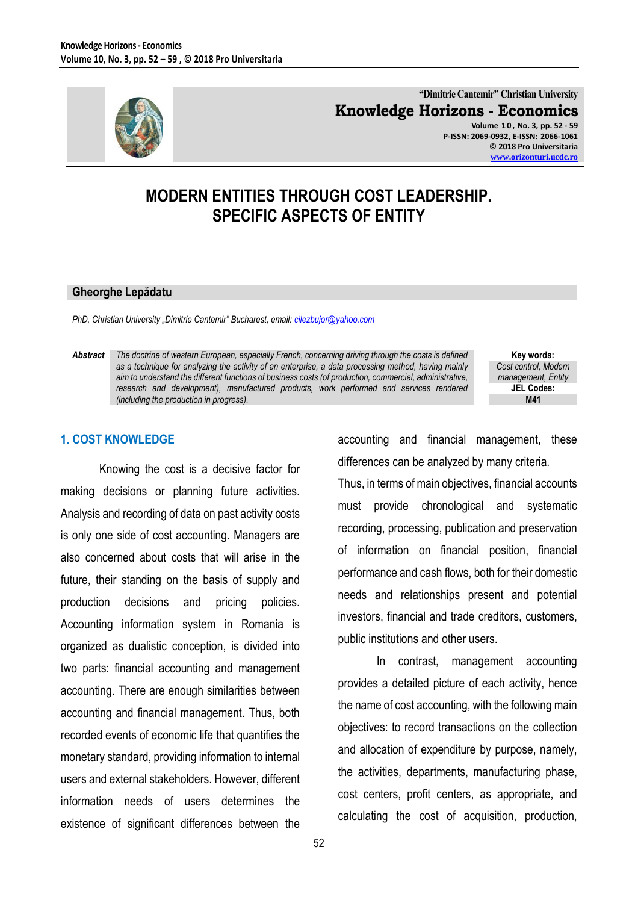# MODERN ENTITIES THROUGH COST LEADERSHIP. SPECIFIC ASPECTS OF ENTITY

**Gheorghe Lepădatu**

*PhD, Christian University „Dimitrie Cantemir" Bucharest, email: cilezbujor@yahoo.com*

**Abstract** *The doctrine of western European, especially French, concerning driving through the costs is defined as a technique for analyzing the activity of an enterprise, a data processing method, having mainly aim to understand the different functions of business costs (of production, commercial, administrative, research and development), manufactured products, work performed and services rendered (including the production in progress).*

**Key words:** *Cost control, Modern management, Entity*

**JEL Codes:** M41

## 1. COST KNOWLEDGE

Knowing the cost is a decisive factor for making decisions or planning future activities. Analysis and recording of data on past activity costs is only one side of cost accounting. Managers are also concerned about costs that will arise in the future, their standing on the basis of supply and production decisions and pricing policies. Accounting information system in Romania is organized as dualistic conception, is divided into two parts: financial accounting and management accounting. There are enough similarities between accounting and financial management. Thus, both recorded events of economic life that quantifies the monetary standard, providing information to internal users and external stakeholders. However, different information needs of users determines the existence of significant differences between the accounting and financial management, these differences can be analyzed by many criteria.

Thus, in terms of main objectives, financial accounts must provide chronological and systematic recording, processing, publication and preservation of information on financial position, financial performance and cash flows, both for their domestic needs and relationships present and potential investors, financial and trade creditors, customers, public institutions and other users.

In contrast, management accounting provides a detailed picture of each activity, hence the name of cost accounting, with the following main objectives: to record transactions on the collection and allocation of expenditure by purpose, namely, the activities, departments, manufacturing phase, cost centers, profit centers, as appropriate, and calculating the cost of acquisition, production,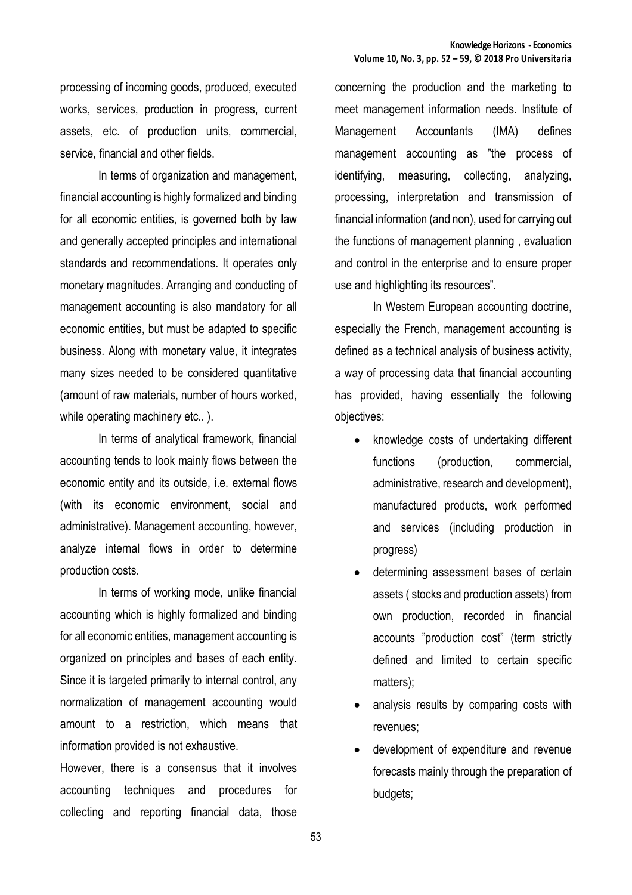processing of incoming goods, produced, executed works, services, production in progress, current assets, etc. of production units, commercial, service, financial and other fields.

In terms of organization and management, financial accounting is highly formalized and binding for all economic entities, is governed both by law and generally accepted principles and international standards and recommendations. It operates only monetary magnitudes. Arranging and conducting of management accounting is also mandatory for all economic entities, but must be adapted to specific business. Along with monetary value, it integrates many sizes needed to be considered quantitative (amount of raw materials, number of hours worked, while operating machinery etc.. ).

In terms of analytical framework, financial accounting tends to look mainly flows between the economic entity and its outside, i.e. external flows (with its economic environment, social and administrative). Management accounting, however, analyze internal flows in order to determine production costs.

In terms of working mode, unlike financial accounting which is highly formalized and binding for all economic entities, management accounting is organized on principles and bases of each entity. Since it is targeted primarily to internal control, any normalization of management accounting would amount to a restriction, which means that information provided is not exhaustive.

However, there is a consensus that it involves accounting techniques and procedures for collecting and reporting financial data, those concerning the production and the marketing to meet management information needs. Institute of Management Accountants (IMA) defines management accounting as "the process of identifying, measuring, collecting, analyzing, processing, interpretation and transmission of financial information (and non), used for carrying out the functions of management planning , evaluation and control in the enterprise and to ensure proper use and highlighting its resources".

In Western European accounting doctrine, especially the French, management accounting is defined as a technical analysis of business activity, a way of processing data that financial accounting has provided, having essentially the following objectives:

- knowledge costs of undertaking different functions (production, commercial, administrative, research and development), manufactured products, work performed and services (including production in progress)
- determining assessment bases of certain assets ( stocks and production assets) from own production, recorded in financial accounts "production cost" (term strictly defined and limited to certain specific matters);
- analysis results by comparing costs with revenues;
- development of expenditure and revenue forecasts mainly through the preparation of budgets;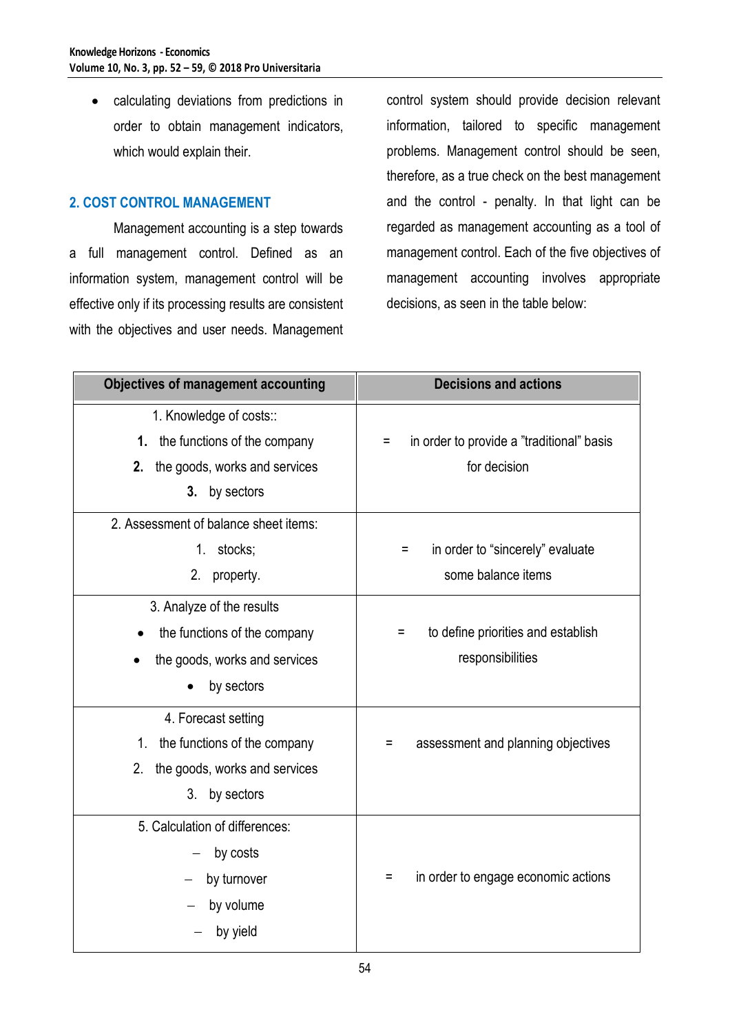- calculating deviations from predictions in order to obtain management indicators, which would explain their.

## 2. COST CONTROL MANAGEMENT

Management accounting is a step towards a full management control. Defined as an information system, management control will be effective only if its processing results are consistent with the objectives and user needs. Management control system should provide decision relevant information, tailored to specific management problems. Management control should be seen, therefore, as a true check on the best management and the control - penalty. In that light can be regarded as management accounting as a tool of management control. Each of the five objectives of management accounting involves appropriate decisions, as seen in the table below:

| Objectives of management accounting | Decisions and actions |
|---|---|
| 1. Knowledge of costs::<br>**1.** the functions of the company<br>**2.** the goods, works and services<br>**3.** by sectors | = in order to provide a "traditional" basis for decision |
| 2. Assessment of balance sheet items:<br>1. stocks;<br>2. property. | = in order to "sincerely" evaluate some balance items |
| 3. Analyze of the results<br>• the functions of the company<br>• the goods, works and services<br>• by sectors | = to define priorities and establish responsibilities |
| 4. Forecast setting<br>1. the functions of the company<br>2. the goods, works and services<br>3. by sectors | = assessment and planning objectives |
| 5. Calculation of differences:<br>– by costs<br>– by turnover<br>– by volume<br>– by yield | = in order to engage economic actions |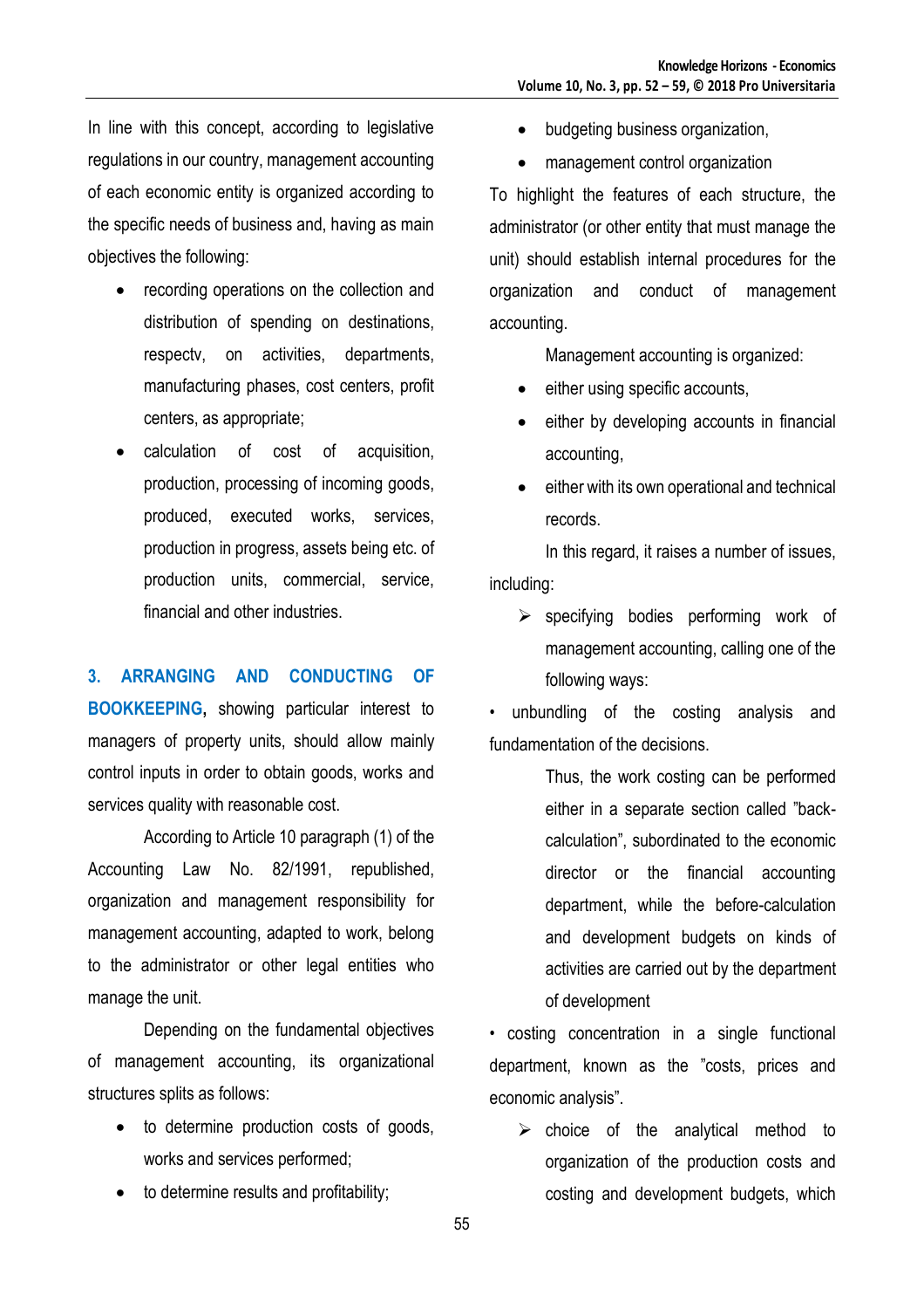In line with this concept, according to legislative regulations in our country, management accounting of each economic entity is organized according to the specific needs of business and, having as main objectives the following:

- recording operations on the collection and distribution of spending on destinations, respectv, on activities, departments, manufacturing phases, cost centers, profit centers, as appropriate;
- calculation of cost of acquisition, production, processing of incoming goods, produced, executed works, services, production in progress, assets being etc. of production units, commercial, service, financial and other industries.

## 3. ARRANGING AND CONDUCTING OF BOOKKEEPING

**3. ARRANGING AND CONDUCTING OF BOOKKEEPING**, showing particular interest to managers of property units, should allow mainly control inputs in order to obtain goods, works and services quality with reasonable cost.

According to Article 10 paragraph (1) of the Accounting Law No. 82/1991, republished, organization and management responsibility for management accounting, adapted to work, belong to the administrator or other legal entities who manage the unit.

Depending on the fundamental objectives of management accounting, its organizational structures splits as follows:

- to determine production costs of goods, works and services performed;
- to determine results and profitability;
- budgeting business organization,
- management control organization

To highlight the features of each structure, the administrator (or other entity that must manage the unit) should establish internal procedures for the organization and conduct of management accounting.

Management accounting is organized:

- either using specific accounts,
- either by developing accounts in financial accounting,
- either with its own operational and technical records.

In this regard, it raises a number of issues, including:

- ➢ specifying bodies performing work of management accounting, calling one of the following ways:

• unbundling of the costing analysis and fundamentation of the decisions.

Thus, the work costing can be performed either in a separate section called "back-calculation", subordinated to the economic director or the financial accounting department, while the before-calculation and development budgets on kinds of activities are carried out by the department of development

• costing concentration in a single functional department, known as the "costs, prices and economic analysis".

- ➢ choice of the analytical method to organization of the production costs and costing and development budgets, which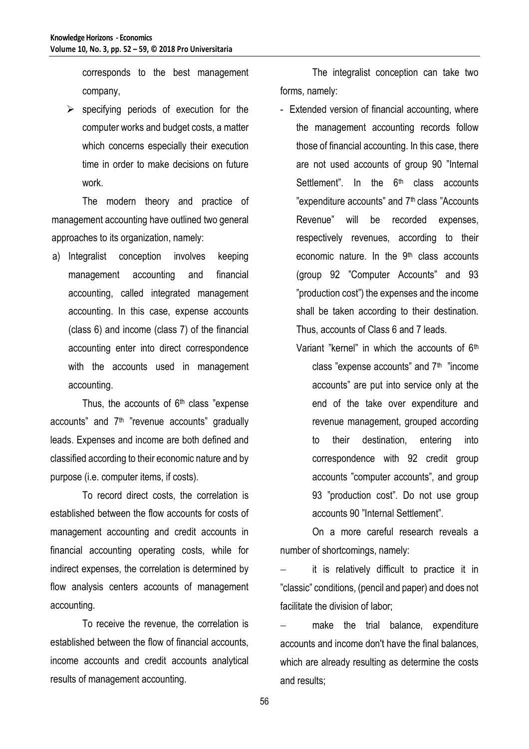corresponds to the best management company,

- specifying periods of execution for the computer works and budget costs, a matter which concerns especially their execution time in order to make decisions on future work.

The modern theory and practice of management accounting have outlined two general approaches to its organization, namely:

a) Integralist conception involves keeping management accounting and financial accounting, called integrated management accounting. In this case, expense accounts (class 6) and income (class 7) of the financial accounting enter into direct correspondence with the accounts used in management accounting.

Thus, the accounts of 6th class "expense accounts" and 7th "revenue accounts" gradually leads. Expenses and income are both defined and classified according to their economic nature and by purpose (i.e. computer items, if costs).

To record direct costs, the correlation is established between the flow accounts for costs of management accounting and credit accounts in financial accounting operating costs, while for indirect expenses, the correlation is determined by flow analysis centers accounts of management accounting.

To receive the revenue, the correlation is established between the flow of financial accounts, income accounts and credit accounts analytical results of management accounting.

The integralist conception can take two forms, namely:

- Extended version of financial accounting, where the management accounting records follow those of financial accounting. In this case, there are not used accounts of group 90 "Internal Settlement". In the 6th class accounts "expenditure accounts" and 7th class "Accounts Revenue" will be recorded expenses, respectively revenues, according to their economic nature. In the 9th class accounts (group 92 "Computer Accounts" and 93 "production cost") the expenses and the income shall be taken according to their destination. Thus, accounts of Class 6 and 7 leads.

  Variant "kernel" in which the accounts of 6th class "expense accounts" and 7th "income accounts" are put into service only at the end of the take over expenditure and revenue management, grouped according to their destination, entering into correspondence with 92 credit group accounts "computer accounts", and group 93 "production cost". Do not use group accounts 90 "Internal Settlement".

On a more careful research reveals a number of shortcomings, namely:

- it is relatively difficult to practice it in "classic" conditions, (pencil and paper) and does not facilitate the division of labor;
- make the trial balance, expenditure accounts and income don't have the final balances, which are already resulting as determine the costs and results;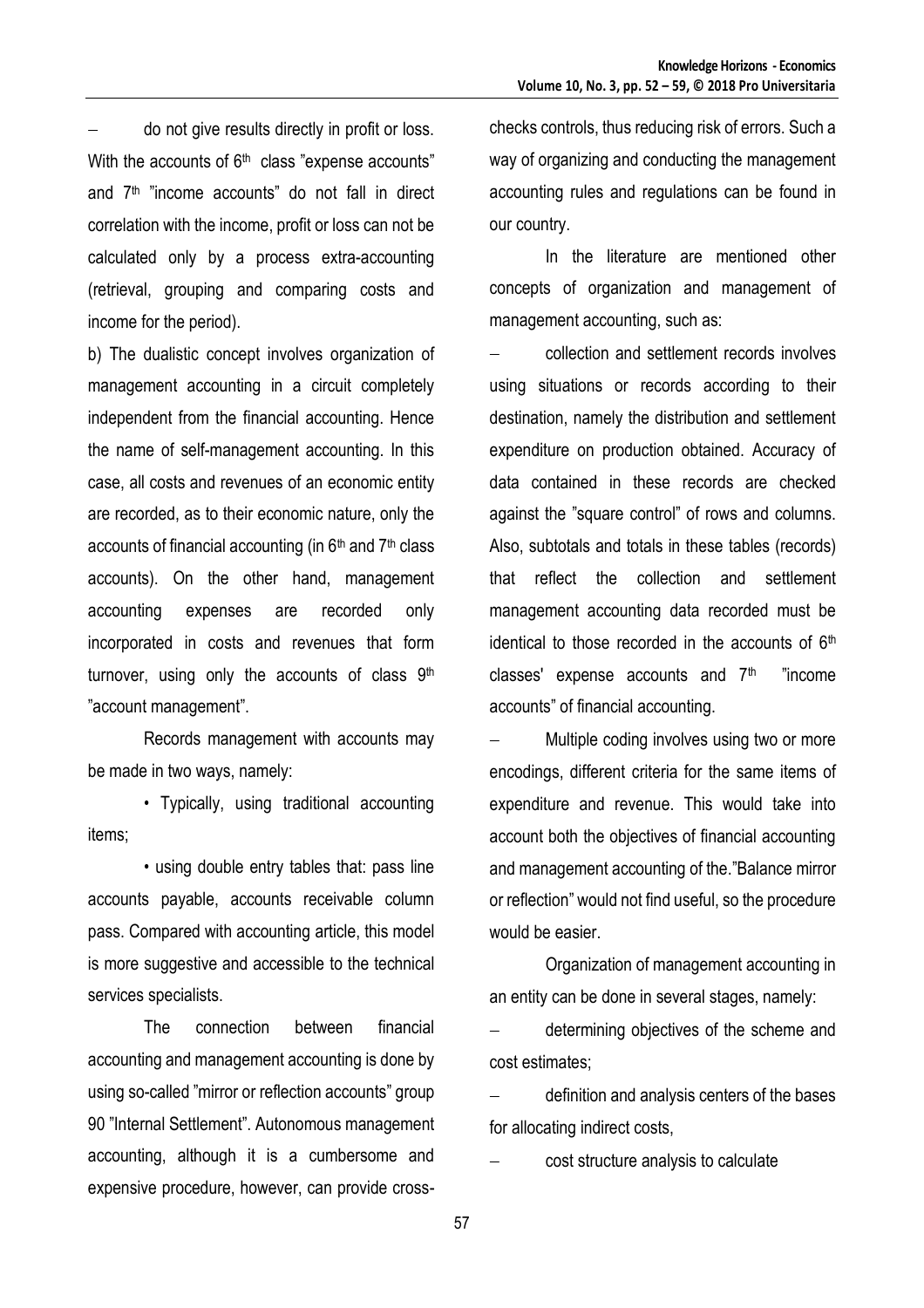- do not give results directly in profit or loss. With the accounts of 6th class "expense accounts" and 7th "income accounts" do not fall in direct correlation with the income, profit or loss can not be calculated only by a process extra-accounting (retrieval, grouping and comparing costs and income for the period).

b) The dualistic concept involves organization of management accounting in a circuit completely independent from the financial accounting. Hence the name of self-management accounting. In this case, all costs and revenues of an economic entity are recorded, as to their economic nature, only the accounts of financial accounting (in 6th and 7th class accounts). On the other hand, management accounting expenses are recorded only incorporated in costs and revenues that form turnover, using only the accounts of class 9th "account management".

Records management with accounts may be made in two ways, namely:

• Typically, using traditional accounting items;

• using double entry tables that: pass line accounts payable, accounts receivable column pass. Compared with accounting article, this model is more suggestive and accessible to the technical services specialists.

The connection between financial accounting and management accounting is done by using so-called "mirror or reflection accounts" group 90 "Internal Settlement". Autonomous management accounting, although it is a cumbersome and expensive procedure, however, can provide cross-checks controls, thus reducing risk of errors. Such a way of organizing and conducting the management accounting rules and regulations can be found in our country.

In the literature are mentioned other concepts of organization and management of management accounting, such as:

- collection and settlement records involves using situations or records according to their destination, namely the distribution and settlement expenditure on production obtained. Accuracy of data contained in these records are checked against the "square control" of rows and columns. Also, subtotals and totals in these tables (records) that reflect the collection and settlement management accounting data recorded must be identical to those recorded in the accounts of 6th classes' expense accounts and 7th "income accounts" of financial accounting.
- Multiple coding involves using two or more encodings, different criteria for the same items of expenditure and revenue. This would take into account both the objectives of financial accounting and management accounting of the."Balance mirror or reflection" would not find useful, so the procedure would be easier.

Organization of management accounting in an entity can be done in several stages, namely:

- determining objectives of the scheme and cost estimates;
- definition and analysis centers of the bases for allocating indirect costs,
- cost structure analysis to calculate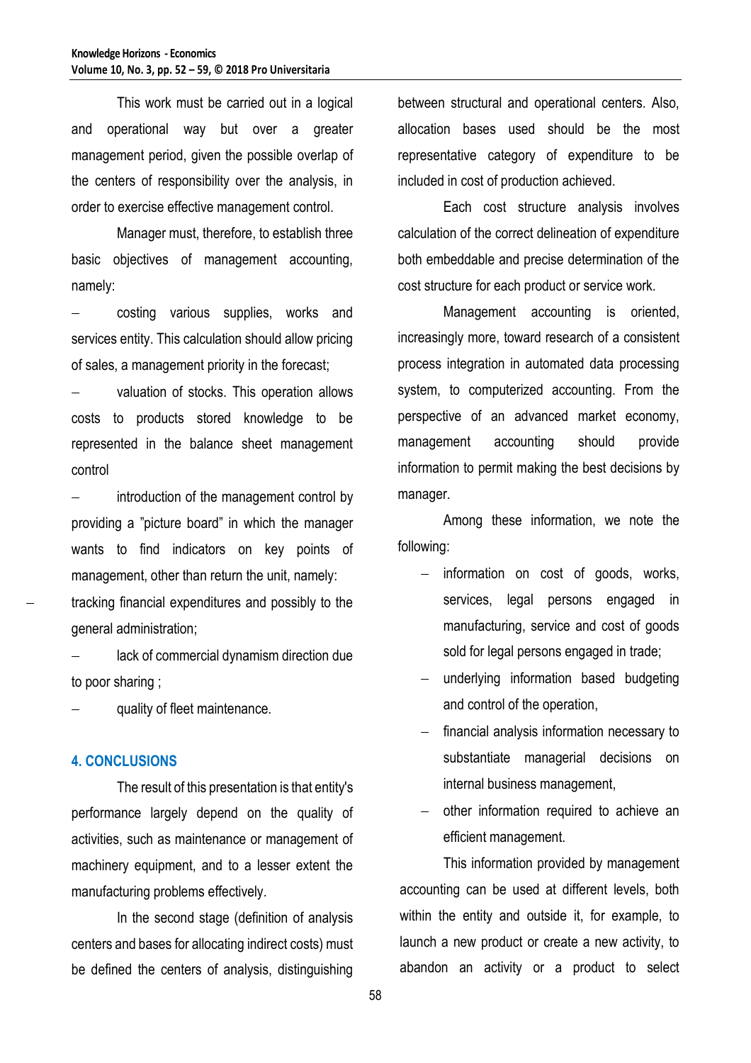This work must be carried out in a logical and operational way but over a greater management period, given the possible overlap of the centers of responsibility over the analysis, in order to exercise effective management control.

Manager must, therefore, to establish three basic objectives of management accounting, namely:

- costing various supplies, works and services entity. This calculation should allow pricing of sales, a management priority in the forecast;
- valuation of stocks. This operation allows costs to products stored knowledge to be represented in the balance sheet management control
- introduction of the management control by providing a "picture board" in which the manager wants to find indicators on key points of management, other than return the unit, namely:
- tracking financial expenditures and possibly to the general administration;
- lack of commercial dynamism direction due to poor sharing ;
- quality of fleet maintenance.

## 4. CONCLUSIONS

The result of this presentation is that entity's performance largely depend on the quality of activities, such as maintenance or management of machinery equipment, and to a lesser extent the manufacturing problems effectively.

In the second stage (definition of analysis centers and bases for allocating indirect costs) must be defined the centers of analysis, distinguishing between structural and operational centers. Also, allocation bases used should be the most representative category of expenditure to be included in cost of production achieved.

Each cost structure analysis involves calculation of the correct delineation of expenditure both embeddable and precise determination of the cost structure for each product or service work.

Management accounting is oriented, increasingly more, toward research of a consistent process integration in automated data processing system, to computerized accounting. From the perspective of an advanced market economy, management accounting should provide information to permit making the best decisions by manager.

Among these information, we note the following:

- information on cost of goods, works, services, legal persons engaged in manufacturing, service and cost of goods sold for legal persons engaged in trade;
- underlying information based budgeting and control of the operation,
- financial analysis information necessary to substantiate managerial decisions on internal business management,
- other information required to achieve an efficient management.

This information provided by management accounting can be used at different levels, both within the entity and outside it, for example, to launch a new product or create a new activity, to abandon an activity or a product to select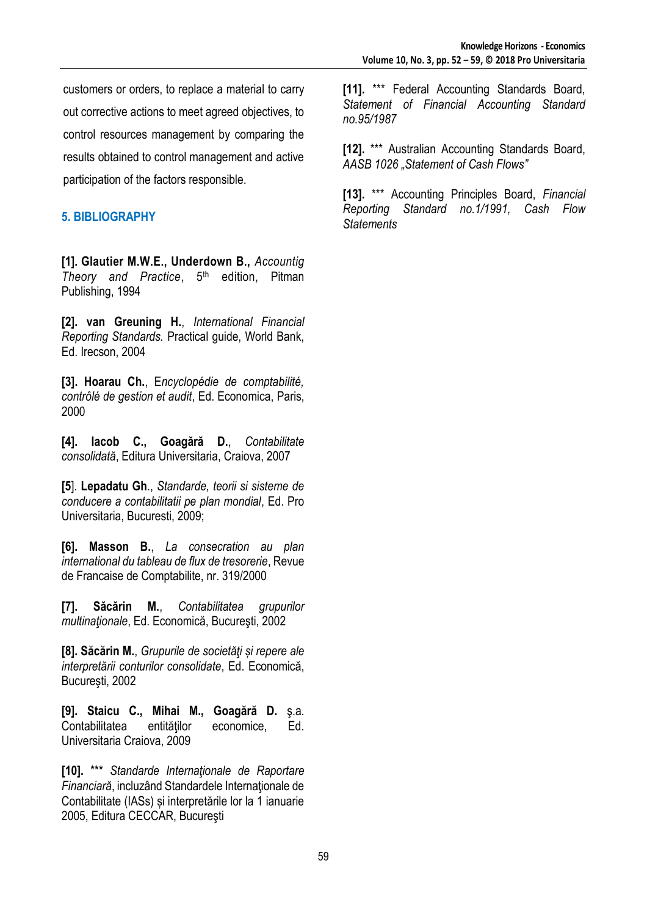customers or orders, to replace a material to carry out corrective actions to meet agreed objectives, to control resources management by comparing the results obtained to control management and active participation of the factors responsible.

## 5. BIBLIOGRAPHY

**[1]. Glautier M.W.E., Underdown B.,** *Accountig Theory and Practice*, 5th edition, Pitman Publishing, 1994

**[2]. van Greuning H.**, *International Financial Reporting Standards.* Practical guide, World Bank, Ed. Irecson, 2004

**[3]. Hoarau Ch.**, E*ncyclopédie de comptabilité, contrôlé de gestion et audit*, Ed. Economica, Paris, 2000

**[4]. Iacob C., Goagără D.**, *Contabilitate consolidată*, Editura Universitaria, Craiova, 2007

**[5**]. **Lepadatu Gh**., *Standarde, teorii si sisteme de conducere a contabilitatii pe plan mondial*, Ed. Pro Universitaria, Bucuresti, 2009;

**[6]. Masson B.**, *La consecration au plan international du tableau de flux de tresorerie*, Revue de Francaise de Comptabilite, nr. 319/2000

**[7]. Săcărin M.**, *Contabilitatea grupurilor multinaţionale*, Ed. Economică, Bucureşti, 2002

**[8]. Săcărin M.**, *Grupurile de societăţi și repere ale interpretării conturilor consolidate*, Ed. Economică, Bucureşti, 2002

**[9]. Staicu C., Mihai M., Goagără D.** ş.a. Contabilitatea entităţilor economice, Ed. Universitaria Craiova, 2009

**[10].** \*\*\* *Standarde Internaţionale de Raportare Financiară*, incluzând Standardele Internaţionale de Contabilitate (IASs) și interpretările lor la 1 ianuarie 2005, Editura CECCAR, Bucureşti

**[11].** \*\*\* Federal Accounting Standards Board, *Statement of Financial Accounting Standard no.95/1987*

**[12].** \*\*\* Australian Accounting Standards Board, *AASB 1026 „Statement of Cash Flows"*

**[13].** \*\*\* Accounting Principles Board, *Financial Reporting Standard no.1/1991, Cash Flow Statements*